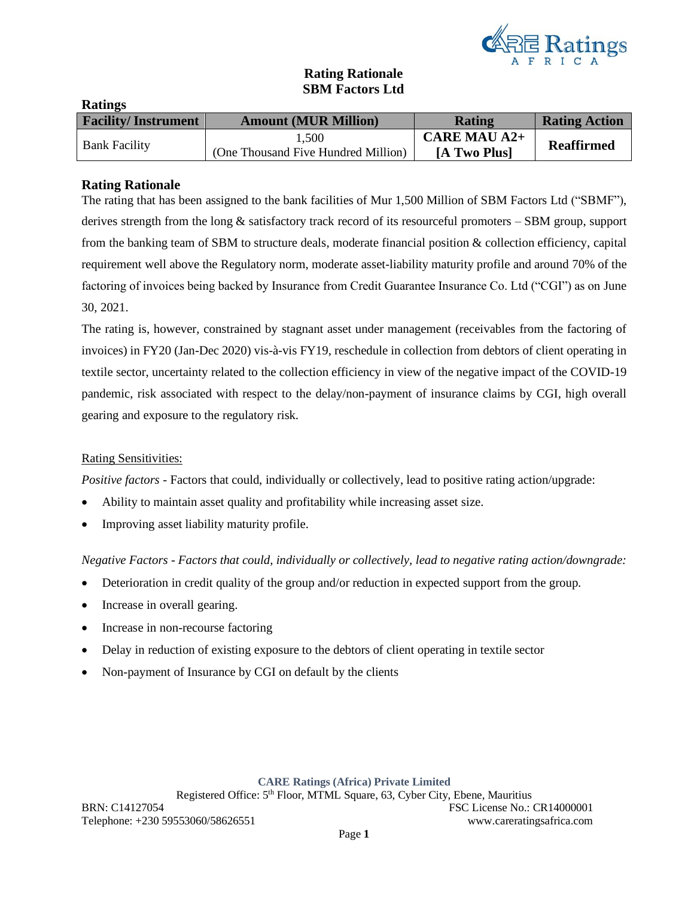# Rating Rationale
# SBM Factors Ltd

**Ratings**

| Facility/ Instrument | Amount (MUR Million) | Rating | Rating Action |
|---|---|---|---|
| Bank Facility | 1,500 (One Thousand Five Hundred Million) | **CARE MAU A2+ [A Two Plus]** | **Reaffirmed** |

## Rating Rationale

The rating that has been assigned to the bank facilities of Mur 1,500 Million of SBM Factors Ltd ("SBMF"), derives strength from the long & satisfactory track record of its resourceful promoters – SBM group, support from the banking team of SBM to structure deals, moderate financial position & collection efficiency, capital requirement well above the Regulatory norm, moderate asset-liability maturity profile and around 70% of the factoring of invoices being backed by Insurance from Credit Guarantee Insurance Co. Ltd ("CGI") as on June 30, 2021.

The rating is, however, constrained by stagnant asset under management (receivables from the factoring of invoices) in FY20 (Jan-Dec 2020) vis-à-vis FY19, reschedule in collection from debtors of client operating in textile sector, uncertainty related to the collection efficiency in view of the negative impact of the COVID-19 pandemic, risk associated with respect to the delay/non-payment of insurance claims by CGI, high overall gearing and exposure to the regulatory risk.

<u>Rating Sensitivities:</u>

*Positive factors* - Factors that could, individually or collectively, lead to positive rating action/upgrade:

- Ability to maintain asset quality and profitability while increasing asset size.
- Improving asset liability maturity profile.

*Negative Factors - Factors that could, individually or collectively, lead to negative rating action/downgrade:*

- Deterioration in credit quality of the group and/or reduction in expected support from the group.
- Increase in overall gearing.
- Increase in non-recourse factoring
- Delay in reduction of existing exposure to the debtors of client operating in textile sector
- Non-payment of Insurance by CGI on default by the clients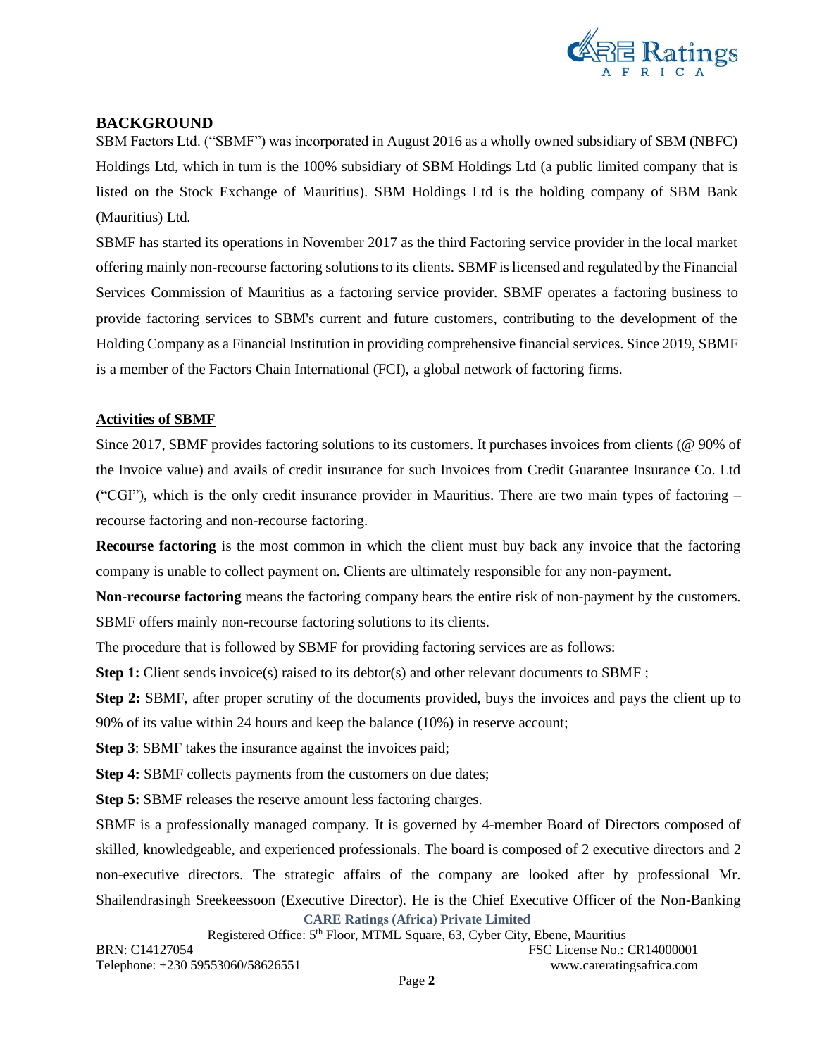## BACKGROUND

SBM Factors Ltd. ("SBMF") was incorporated in August 2016 as a wholly owned subsidiary of SBM (NBFC) Holdings Ltd, which in turn is the 100% subsidiary of SBM Holdings Ltd (a public limited company that is listed on the Stock Exchange of Mauritius). SBM Holdings Ltd is the holding company of SBM Bank (Mauritius) Ltd.

SBMF has started its operations in November 2017 as the third Factoring service provider in the local market offering mainly non-recourse factoring solutions to its clients. SBMF is licensed and regulated by the Financial Services Commission of Mauritius as a factoring service provider. SBMF operates a factoring business to provide factoring services to SBM's current and future customers, contributing to the development of the Holding Company as a Financial Institution in providing comprehensive financial services. Since 2019, SBMF is a member of the Factors Chain International (FCI), a global network of factoring firms.

### Activities of SBMF

Since 2017, SBMF provides factoring solutions to its customers. It purchases invoices from clients (@ 90% of the Invoice value) and avails of credit insurance for such Invoices from Credit Guarantee Insurance Co. Ltd ("CGI"), which is the only credit insurance provider in Mauritius. There are two main types of factoring – recourse factoring and non-recourse factoring.

**Recourse factoring** is the most common in which the client must buy back any invoice that the factoring company is unable to collect payment on. Clients are ultimately responsible for any non-payment.

**Non-recourse factoring** means the factoring company bears the entire risk of non-payment by the customers. SBMF offers mainly non-recourse factoring solutions to its clients.

The procedure that is followed by SBMF for providing factoring services are as follows:

**Step 1:** Client sends invoice(s) raised to its debtor(s) and other relevant documents to SBMF ;

**Step 2:** SBMF, after proper scrutiny of the documents provided, buys the invoices and pays the client up to 90% of its value within 24 hours and keep the balance (10%) in reserve account;

**Step 3**: SBMF takes the insurance against the invoices paid;

**Step 4:** SBMF collects payments from the customers on due dates;

**Step 5:** SBMF releases the reserve amount less factoring charges.

SBMF is a professionally managed company. It is governed by 4-member Board of Directors composed of skilled, knowledgeable, and experienced professionals. The board is composed of 2 executive directors and 2 non-executive directors. The strategic affairs of the company are looked after by professional Mr. Shailendrasingh Sreekeessoon (Executive Director). He is the Chief Executive Officer of the Non-Banking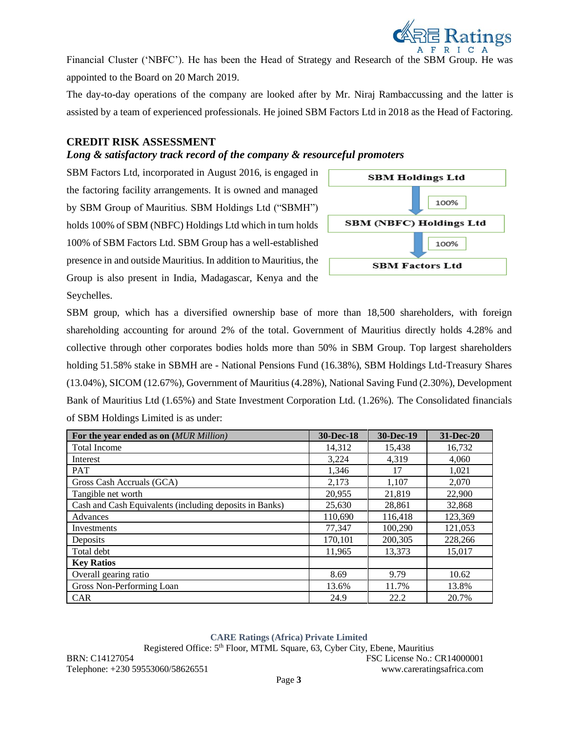Financial Cluster ('NBFC'). He has been the Head of Strategy and Research of the SBM Group. He was appointed to the Board on 20 March 2019.

The day-to-day operations of the company are looked after by Mr. Niraj Rambaccussing and the latter is assisted by a team of experienced professionals. He joined SBM Factors Ltd in 2018 as the Head of Factoring.

## CREDIT RISK ASSESSMENT

### *Long & satisfactory track record of the company & resourceful promoters*

SBM Factors Ltd, incorporated in August 2016, is engaged in the factoring facility arrangements. It is owned and managed by SBM Group of Mauritius. SBM Holdings Ltd ("SBMH") holds 100% of SBM (NBFC) Holdings Ltd which in turn holds 100% of SBM Factors Ltd. SBM Group has a well-established presence in and outside Mauritius. In addition to Mauritius, the Group is also present in India, Madagascar, Kenya and the Seychelles.

SBM Holdings Ltd → (100%) → SBM (NBFC) Holdings Ltd → (100%) → SBM Factors Ltd

SBM group, which has a diversified ownership base of more than 18,500 shareholders, with foreign shareholding accounting for around 2% of the total. Government of Mauritius directly holds 4.28% and collective through other corporates bodies holds more than 50% in SBM Group. Top largest shareholders holding 51.58% stake in SBMH are - National Pensions Fund (16.38%), SBM Holdings Ltd-Treasury Shares (13.04%), SICOM (12.67%), Government of Mauritius (4.28%), National Saving Fund (2.30%), Development Bank of Mauritius Ltd (1.65%) and State Investment Corporation Ltd. (1.26%). The Consolidated financials of SBM Holdings Limited is as under:

| For the year ended as on (*MUR Million*) | 30-Dec-18 | 30-Dec-19 | 31-Dec-20 |
|---|---|---|---|
| Total Income | 14,312 | 15,438 | 16,732 |
| Interest | 3,224 | 4,319 | 4,060 |
| PAT | 1,346 | 17 | 1,021 |
| Gross Cash Accruals (GCA) | 2,173 | 1,107 | 2,070 |
| Tangible net worth | 20,955 | 21,819 | 22,900 |
| Cash and Cash Equivalents (including deposits in Banks) | 25,630 | 28,861 | 32,868 |
| Advances | 110,690 | 116,418 | 123,369 |
| Investments | 77,347 | 100,290 | 121,053 |
| Deposits | 170,101 | 200,305 | 228,266 |
| Total debt | 11,965 | 13,373 | 15,017 |
| **Key Ratios** | | | |
| Overall gearing ratio | 8.69 | 9.79 | 10.62 |
| Gross Non-Performing Loan | 13.6% | 11.7% | 13.8% |
| CAR | 24.9 | 22.2 | 20.7% |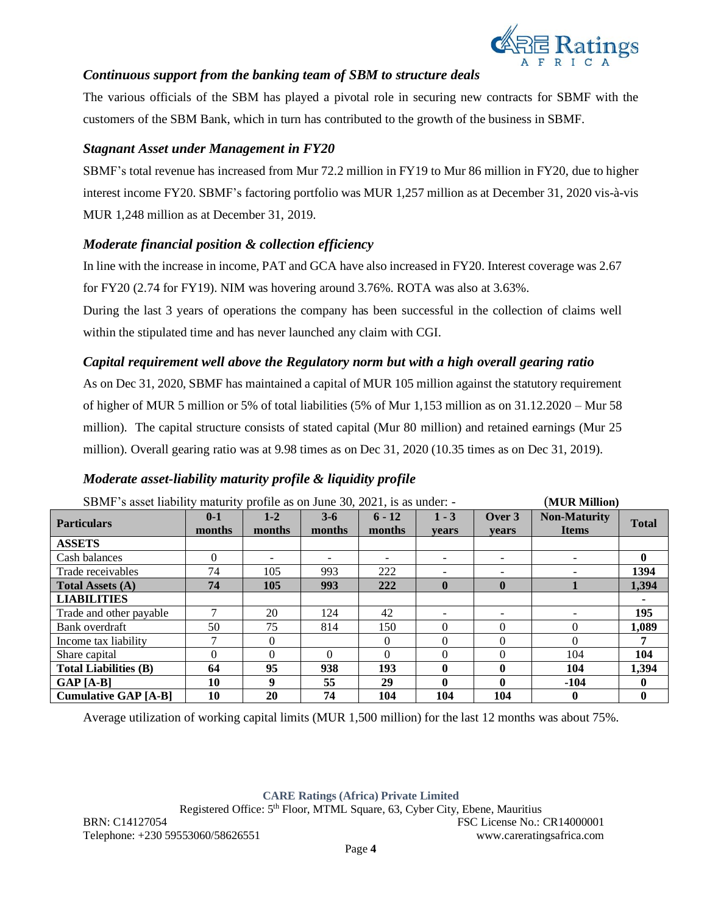### *Continuous support from the banking team of SBM to structure deals*

The various officials of the SBM has played a pivotal role in securing new contracts for SBMF with the customers of the SBM Bank, which in turn has contributed to the growth of the business in SBMF.

### *Stagnant Asset under Management in FY20*

SBMF's total revenue has increased from Mur 72.2 million in FY19 to Mur 86 million in FY20, due to higher interest income FY20. SBMF's factoring portfolio was MUR 1,257 million as at December 31, 2020 vis-à-vis MUR 1,248 million as at December 31, 2019.

### *Moderate financial position & collection efficiency*

In line with the increase in income, PAT and GCA have also increased in FY20. Interest coverage was 2.67 for FY20 (2.74 for FY19). NIM was hovering around 3.76%. ROTA was also at 3.63%.

During the last 3 years of operations the company has been successful in the collection of claims well within the stipulated time and has never launched any claim with CGI.

### *Capital requirement well above the Regulatory norm but with a high overall gearing ratio*

As on Dec 31, 2020, SBMF has maintained a capital of MUR 105 million against the statutory requirement of higher of MUR 5 million or 5% of total liabilities (5% of Mur 1,153 million as on 31.12.2020 – Mur 58 million). The capital structure consists of stated capital (Mur 80 million) and retained earnings (Mur 25 million). Overall gearing ratio was at 9.98 times as on Dec 31, 2020 (10.35 times as on Dec 31, 2019).

### *Moderate asset-liability maturity profile & liquidity profile*

SBMF's asset liability maturity profile as on June 30, 2021, is as under: - **(MUR Million)**

| Particulars | 0-1 months | 1-2 months | 3-6 months | 6 - 12 months | 1 - 3 years | Over 3 years | Non-Maturity Items | Total |
|---|---|---|---|---|---|---|---|---|
| **ASSETS** | | | | | | | | |
| Cash balances | 0 | - | - | - | - | - | - | **0** |
| Trade receivables | 74 | 105 | 993 | 222 | - | - | - | **1394** |
| **Total Assets (A)** | **74** | **105** | **993** | **222** | **0** | **0** | **1** | **1,394** |
| **LIABILITIES** | | | | | | | | **-** |
| Trade and other payable | 7 | 20 | 124 | 42 | - | - | - | **195** |
| Bank overdraft | 50 | 75 | 814 | 150 | 0 | 0 | 0 | **1,089** |
| Income tax liability | 7 | 0 | | 0 | 0 | 0 | 0 | **7** |
| Share capital | 0 | 0 | 0 | 0 | 0 | 0 | 104 | **104** |
| **Total Liabilities (B)** | **64** | **95** | **938** | **193** | **0** | **0** | **104** | **1,394** |
| **GAP [A-B]** | **10** | **9** | **55** | **29** | **0** | **0** | **-104** | **0** |
| **Cumulative GAP [A-B]** | **10** | **20** | **74** | **104** | **104** | **104** | **0** | **0** |

Average utilization of working capital limits (MUR 1,500 million) for the last 12 months was about 75%.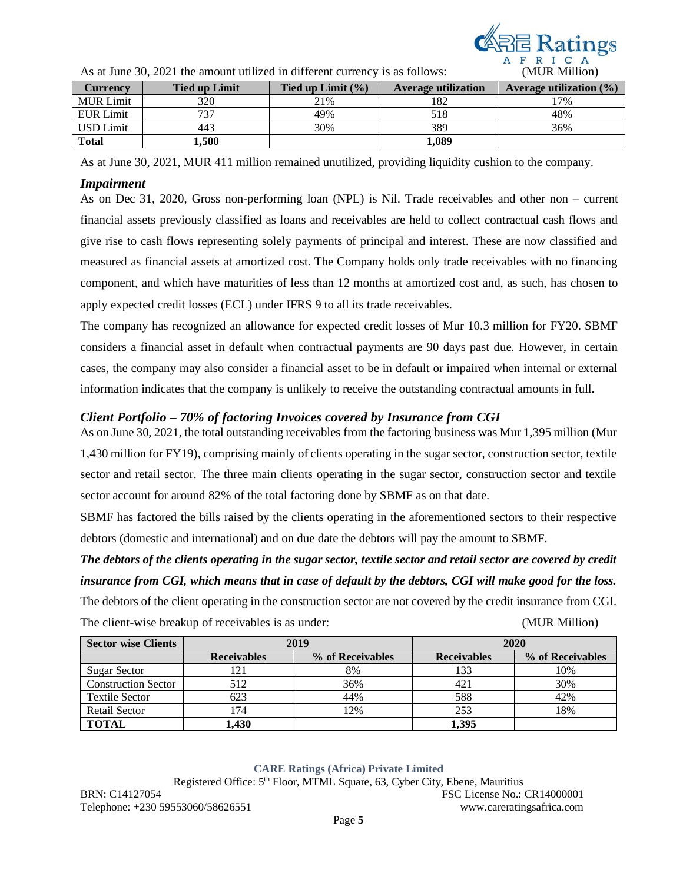As at June 30, 2021 the amount utilized in different currency is as follows: (MUR Million)

| Currency | Tied up Limit | Tied up Limit (%) | Average utilization | Average utilization (%) |
|---|---|---|---|---|
| MUR Limit | 320 | 21% | 182 | 17% |
| EUR Limit | 737 | 49% | 518 | 48% |
| USD Limit | 443 | 30% | 389 | 36% |
| **Total** | **1,500** | | **1,089** | |

As at June 30, 2021, MUR 411 million remained unutilized, providing liquidity cushion to the company.

### *Impairment*

As on Dec 31, 2020, Gross non-performing loan (NPL) is Nil. Trade receivables and other non – current financial assets previously classified as loans and receivables are held to collect contractual cash flows and give rise to cash flows representing solely payments of principal and interest. These are now classified and measured as financial assets at amortized cost. The Company holds only trade receivables with no financing component, and which have maturities of less than 12 months at amortized cost and, as such, has chosen to apply expected credit losses (ECL) under IFRS 9 to all its trade receivables.

The company has recognized an allowance for expected credit losses of Mur 10.3 million for FY20. SBMF considers a financial asset in default when contractual payments are 90 days past due. However, in certain cases, the company may also consider a financial asset to be in default or impaired when internal or external information indicates that the company is unlikely to receive the outstanding contractual amounts in full.

### *Client Portfolio – 70% of factoring Invoices covered by Insurance from CGI*

As on June 30, 2021, the total outstanding receivables from the factoring business was Mur 1,395 million (Mur 1,430 million for FY19), comprising mainly of clients operating in the sugar sector, construction sector, textile sector and retail sector. The three main clients operating in the sugar sector, construction sector and textile sector account for around 82% of the total factoring done by SBMF as on that date.

SBMF has factored the bills raised by the clients operating in the aforementioned sectors to their respective debtors (domestic and international) and on due date the debtors will pay the amount to SBMF.

***The debtors of the clients operating in the sugar sector, textile sector and retail sector are covered by credit insurance from CGI, which means that in case of default by the debtors, CGI will make good for the loss.*** The debtors of the client operating in the construction sector are not covered by the credit insurance from CGI.

The client-wise breakup of receivables is as under: (MUR Million)

| Sector wise Clients | 2019 | | 2020 | |
|---|---|---|---|---|
| | Receivables | % of Receivables | Receivables | % of Receivables |
| Sugar Sector | 121 | 8% | 133 | 10% |
| Construction Sector | 512 | 36% | 421 | 30% |
| Textile Sector | 623 | 44% | 588 | 42% |
| Retail Sector | 174 | 12% | 253 | 18% |
| **TOTAL** | **1,430** | | **1,395** | |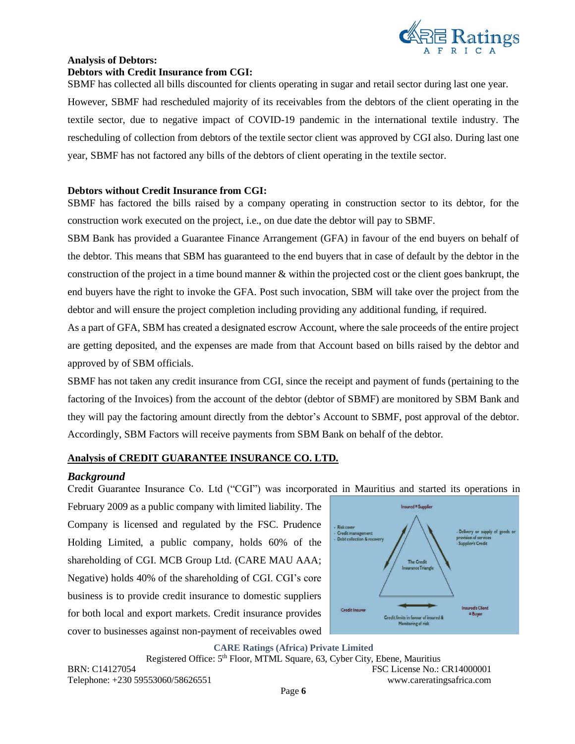**Analysis of Debtors:**

**Debtors with Credit Insurance from CGI:**

SBMF has collected all bills discounted for clients operating in sugar and retail sector during last one year. However, SBMF had rescheduled majority of its receivables from the debtors of the client operating in the textile sector, due to negative impact of COVID-19 pandemic in the international textile industry. The rescheduling of collection from debtors of the textile sector client was approved by CGI also. During last one year, SBMF has not factored any bills of the debtors of client operating in the textile sector.

**Debtors without Credit Insurance from CGI:**

SBMF has factored the bills raised by a company operating in construction sector to its debtor, for the construction work executed on the project, i.e., on due date the debtor will pay to SBMF.

SBM Bank has provided a Guarantee Finance Arrangement (GFA) in favour of the end buyers on behalf of the debtor. This means that SBM has guaranteed to the end buyers that in case of default by the debtor in the construction of the project in a time bound manner & within the projected cost or the client goes bankrupt, the end buyers have the right to invoke the GFA. Post such invocation, SBM will take over the project from the debtor and will ensure the project completion including providing any additional funding, if required.

As a part of GFA, SBM has created a designated escrow Account, where the sale proceeds of the entire project are getting deposited, and the expenses are made from that Account based on bills raised by the debtor and approved by of SBM officials.

SBMF has not taken any credit insurance from CGI, since the receipt and payment of funds (pertaining to the factoring of the Invoices) from the account of the debtor (debtor of SBMF) are monitored by SBM Bank and they will pay the factoring amount directly from the debtor's Account to SBMF, post approval of the debtor. Accordingly, SBM Factors will receive payments from SBM Bank on behalf of the debtor.

## Analysis of CREDIT GUARANTEE INSURANCE CO. LTD.

### *Background*

Credit Guarantee Insurance Co. Ltd ("CGI") was incorporated in Mauritius and started its operations in February 2009 as a public company with limited liability. The Company is licensed and regulated by the FSC. Prudence Holding Limited, a public company, holds 60% of the shareholding of CGI. MCB Group Ltd. (CARE MAU AAA; Negative) holds 40% of the shareholding of CGI. CGI's core business is to provide credit insurance to domestic suppliers for both local and export markets. Credit insurance provides cover to businesses against non-payment of receivables owed

Insured = Supplier

- Risk cover
- Credit management
- Debt collection & recovery

- Delivery or supply of goods or provision of services
- Supplier's Credit

The Credit Insurance Triangle

Credit Insurer

Insured's Client = Buyer

Credit limits in favour of insured & Monitoring of risk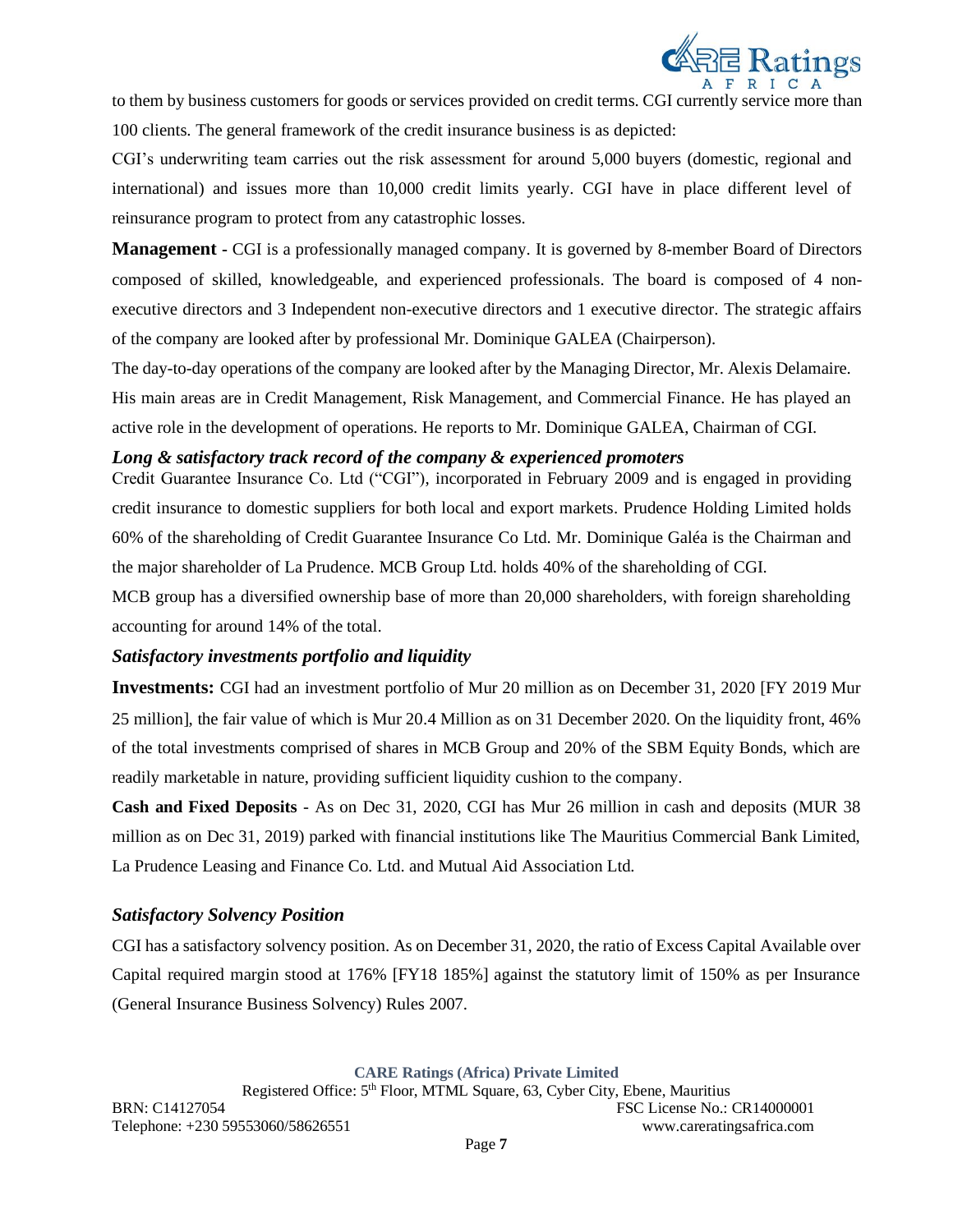to them by business customers for goods or services provided on credit terms. CGI currently service more than 100 clients. The general framework of the credit insurance business is as depicted:

CGI's underwriting team carries out the risk assessment for around 5,000 buyers (domestic, regional and international) and issues more than 10,000 credit limits yearly. CGI have in place different level of reinsurance program to protect from any catastrophic losses.

**Management** - CGI is a professionally managed company. It is governed by 8-member Board of Directors composed of skilled, knowledgeable, and experienced professionals. The board is composed of 4 non-executive directors and 3 Independent non-executive directors and 1 executive director. The strategic affairs of the company are looked after by professional Mr. Dominique GALEA (Chairperson).

The day-to-day operations of the company are looked after by the Managing Director, Mr. Alexis Delamaire. His main areas are in Credit Management, Risk Management, and Commercial Finance. He has played an active role in the development of operations. He reports to Mr. Dominique GALEA, Chairman of CGI.

### *Long & satisfactory track record of the company & experienced promoters*

Credit Guarantee Insurance Co. Ltd ("CGI"), incorporated in February 2009 and is engaged in providing credit insurance to domestic suppliers for both local and export markets. Prudence Holding Limited holds 60% of the shareholding of Credit Guarantee Insurance Co Ltd. Mr. Dominique Galéa is the Chairman and the major shareholder of La Prudence. MCB Group Ltd. holds 40% of the shareholding of CGI.

MCB group has a diversified ownership base of more than 20,000 shareholders, with foreign shareholding accounting for around 14% of the total.

### *Satisfactory investments portfolio and liquidity*

**Investments:** CGI had an investment portfolio of Mur 20 million as on December 31, 2020 [FY 2019 Mur 25 million], the fair value of which is Mur 20.4 Million as on 31 December 2020. On the liquidity front, 46% of the total investments comprised of shares in MCB Group and 20% of the SBM Equity Bonds, which are readily marketable in nature, providing sufficient liquidity cushion to the company.

**Cash and Fixed Deposits** - As on Dec 31, 2020, CGI has Mur 26 million in cash and deposits (MUR 38 million as on Dec 31, 2019) parked with financial institutions like The Mauritius Commercial Bank Limited, La Prudence Leasing and Finance Co. Ltd. and Mutual Aid Association Ltd.

### *Satisfactory Solvency Position*

CGI has a satisfactory solvency position. As on December 31, 2020, the ratio of Excess Capital Available over Capital required margin stood at 176% [FY18 185%] against the statutory limit of 150% as per Insurance (General Insurance Business Solvency) Rules 2007.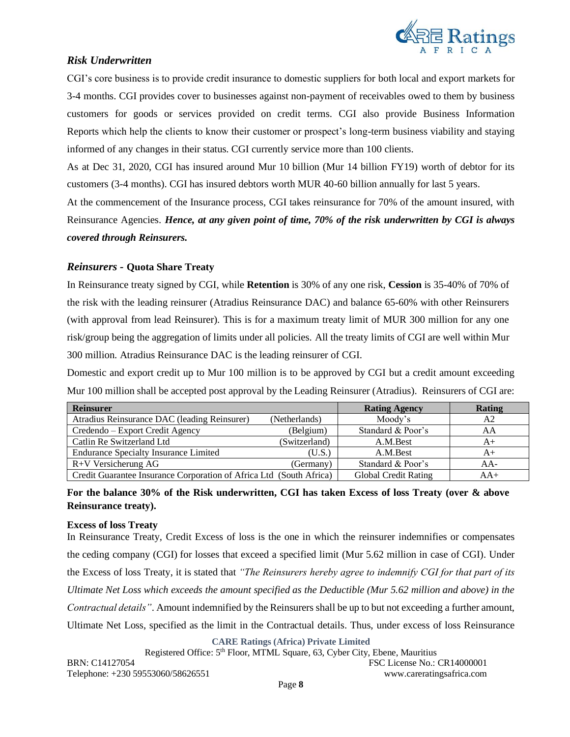### *Risk Underwritten*

CGI's core business is to provide credit insurance to domestic suppliers for both local and export markets for 3-4 months. CGI provides cover to businesses against non-payment of receivables owed to them by business customers for goods or services provided on credit terms. CGI also provide Business Information Reports which help the clients to know their customer or prospect's long-term business viability and staying informed of any changes in their status. CGI currently service more than 100 clients.

As at Dec 31, 2020, CGI has insured around Mur 10 billion (Mur 14 billion FY19) worth of debtor for its customers (3-4 months). CGI has insured debtors worth MUR 40-60 billion annually for last 5 years.

At the commencement of the Insurance process, CGI takes reinsurance for 70% of the amount insured, with Reinsurance Agencies. ***Hence, at any given point of time, 70% of the risk underwritten by CGI is always covered through Reinsurers.***

### *Reinsurers* - **Quota Share Treaty**

In Reinsurance treaty signed by CGI, while **Retention** is 30% of any one risk, **Cession** is 35-40% of 70% of the risk with the leading reinsurer (Atradius Reinsurance DAC) and balance 65-60% with other Reinsurers (with approval from lead Reinsurer). This is for a maximum treaty limit of MUR 300 million for any one risk/group being the aggregation of limits under all policies. All the treaty limits of CGI are well within Mur 300 million. Atradius Reinsurance DAC is the leading reinsurer of CGI.

Domestic and export credit up to Mur 100 million is to be approved by CGI but a credit amount exceeding Mur 100 million shall be accepted post approval by the Leading Reinsurer (Atradius). Reinsurers of CGI are:

| Reinsurer | Rating Agency | Rating |
|---|---|---|
| Atradius Reinsurance DAC (leading Reinsurer) (Netherlands) | Moody's | A2 |
| Credendo – Export Credit Agency (Belgium) | Standard & Poor's | AA |
| Catlin Re Switzerland Ltd (Switzerland) | A.M.Best | A+ |
| Endurance Specialty Insurance Limited (U.S.) | A.M.Best | A+ |
| R+V Versicherung AG (Germany) | Standard & Poor's | AA- |
| Credit Guarantee Insurance Corporation of Africa Ltd (South Africa) | Global Credit Rating | AA+ |

**For the balance 30% of the Risk underwritten, CGI has taken Excess of loss Treaty (over & above Reinsurance treaty).**

**Excess of loss Treaty**

In Reinsurance Treaty, Credit Excess of loss is the one in which the reinsurer indemnifies or compensates the ceding company (CGI) for losses that exceed a specified limit (Mur 5.62 million in case of CGI). Under the Excess of loss Treaty, it is stated that *"The Reinsurers hereby agree to indemnify CGI for that part of its Ultimate Net Loss which exceeds the amount specified as the Deductible (Mur 5.62 million and above) in the Contractual details"*. Amount indemnified by the Reinsurers shall be up to but not exceeding a further amount, Ultimate Net Loss, specified as the limit in the Contractual details. Thus, under excess of loss Reinsurance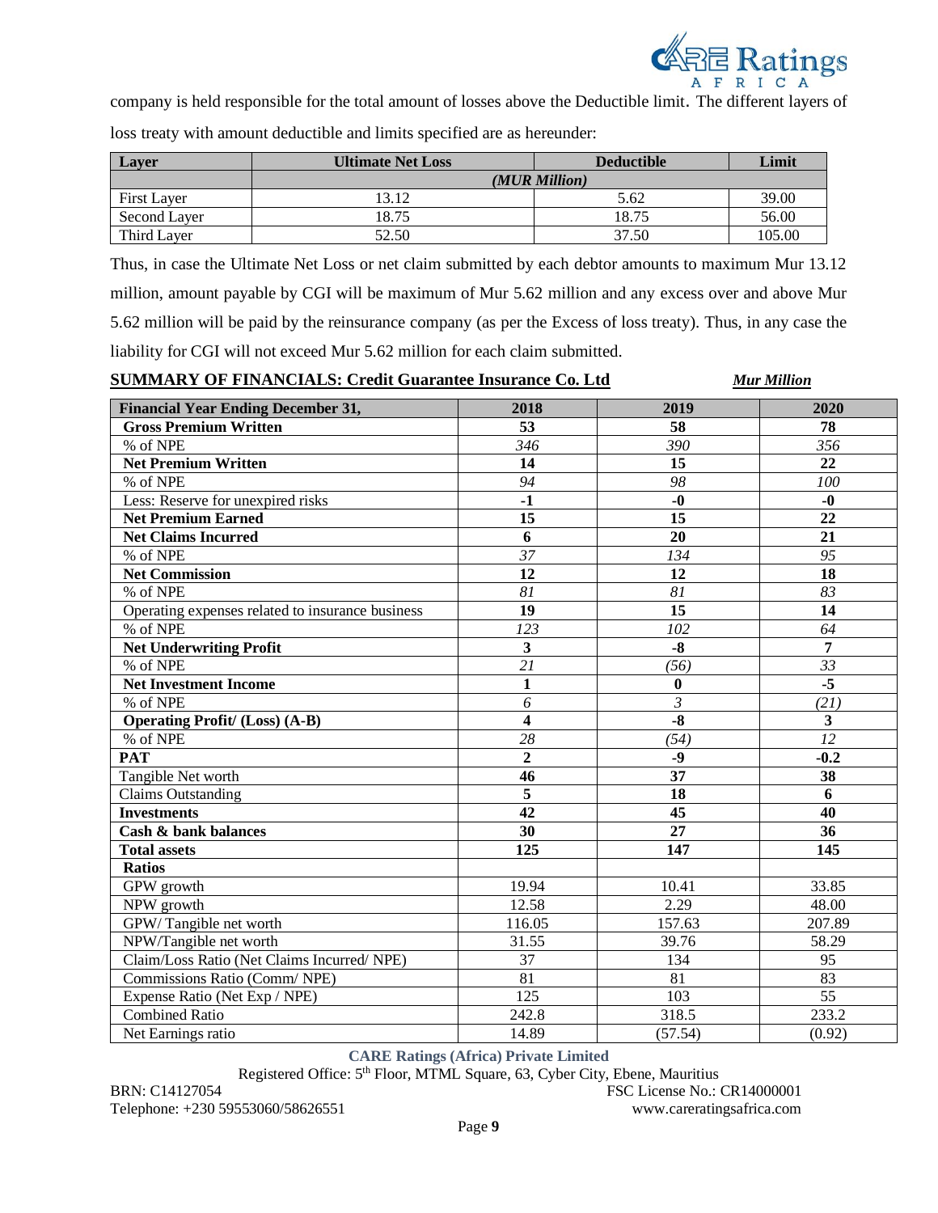company is held responsible for the total amount of losses above the Deductible limit. The different layers of loss treaty with amount deductible and limits specified are as hereunder:

| Layer | Ultimate Net Loss | Deductible | Limit |
|---|---|---|---|
| | *(MUR Million)* | | |
| First Layer | 13.12 | 5.62 | 39.00 |
| Second Layer | 18.75 | 18.75 | 56.00 |
| Third Layer | 52.50 | 37.50 | 105.00 |

Thus, in case the Ultimate Net Loss or net claim submitted by each debtor amounts to maximum Mur 13.12 million, amount payable by CGI will be maximum of Mur 5.62 million and any excess over and above Mur 5.62 million will be paid by the reinsurance company (as per the Excess of loss treaty). Thus, in any case the liability for CGI will not exceed Mur 5.62 million for each claim submitted.

**SUMMARY OF FINANCIALS: Credit Guarantee Insurance Co. Ltd** ***Mur Million***

| Financial Year Ending December 31, | 2018 | 2019 | 2020 |
|---|---|---|---|
| **Gross Premium Written** | **53** | **58** | **78** |
| % of NPE | *346* | *390* | *356* |
| **Net Premium Written** | **14** | **15** | **22** |
| % of NPE | *94* | *98* | *100* |
| Less: Reserve for unexpired risks | **-1** | **-0** | **-0** |
| **Net Premium Earned** | **15** | **15** | **22** |
| **Net Claims Incurred** | **6** | **20** | **21** |
| % of NPE | *37* | *134* | *95* |
| **Net Commission** | **12** | **12** | **18** |
| % of NPE | *81* | *81* | *83* |
| Operating expenses related to insurance business | **19** | **15** | **14** |
| % of NPE | *123* | *102* | *64* |
| **Net Underwriting Profit** | **3** | **-8** | **7** |
| % of NPE | *21* | *(56)* | *33* |
| **Net Investment Income** | **1** | **0** | **-5** |
| % of NPE | *6* | *3* | *(21)* |
| **Operating Profit/ (Loss) (A-B)** | **4** | **-8** | **3** |
| % of NPE | *28* | *(54)* | *12* |
| **PAT** | **2** | **-9** | **-0.2** |
| Tangible Net worth | **46** | **37** | **38** |
| Claims Outstanding | **5** | **18** | **6** |
| **Investments** | **42** | **45** | **40** |
| **Cash & bank balances** | **30** | **27** | **36** |
| **Total assets** | **125** | **147** | **145** |
| **Ratios** | | | |
| GPW growth | 19.94 | 10.41 | 33.85 |
| NPW growth | 12.58 | 2.29 | 48.00 |
| GPW/ Tangible net worth | 116.05 | 157.63 | 207.89 |
| NPW/Tangible net worth | 31.55 | 39.76 | 58.29 |
| Claim/Loss Ratio (Net Claims Incurred/ NPE) | 37 | 134 | 95 |
| Commissions Ratio (Comm/ NPE) | 81 | 81 | 83 |
| Expense Ratio (Net Exp / NPE) | 125 | 103 | 55 |
| Combined Ratio | 242.8 | 318.5 | 233.2 |
| Net Earnings ratio | 14.89 | (57.54) | (0.92) |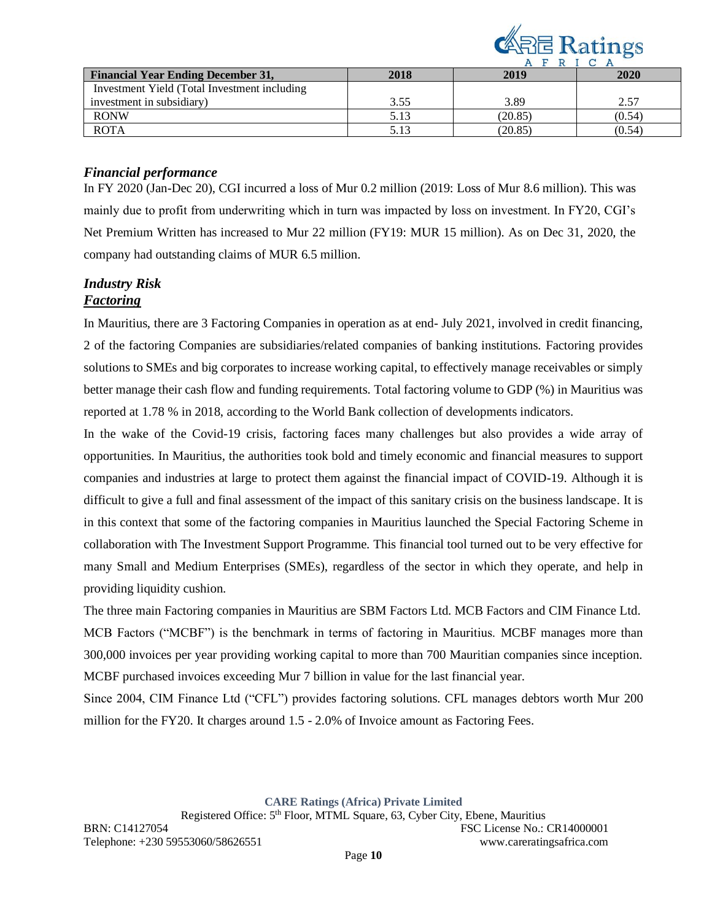| Financial Year Ending December 31, | 2018 | 2019 | 2020 |
|---|---|---|---|
| Investment Yield (Total Investment including investment in subsidiary) | 3.55 | 3.89 | 2.57 |
| RONW | 5.13 | (20.85) | (0.54) |
| ROTA | 5.13 | (20.85) | (0.54) |

### *Financial performance*

In FY 2020 (Jan-Dec 20), CGI incurred a loss of Mur 0.2 million (2019: Loss of Mur 8.6 million). This was mainly due to profit from underwriting which in turn was impacted by loss on investment. In FY20, CGI's Net Premium Written has increased to Mur 22 million (FY19: MUR 15 million). As on Dec 31, 2020, the company had outstanding claims of MUR 6.5 million.

### *Industry Risk*

#### ***Factoring***

In Mauritius, there are 3 Factoring Companies in operation as at end- July 2021, involved in credit financing, 2 of the factoring Companies are subsidiaries/related companies of banking institutions. Factoring provides solutions to SMEs and big corporates to increase working capital, to effectively manage receivables or simply better manage their cash flow and funding requirements. Total factoring volume to GDP (%) in Mauritius was reported at 1.78 % in 2018, according to the World Bank collection of developments indicators.

In the wake of the Covid-19 crisis, factoring faces many challenges but also provides a wide array of opportunities. In Mauritius, the authorities took bold and timely economic and financial measures to support companies and industries at large to protect them against the financial impact of COVID-19. Although it is difficult to give a full and final assessment of the impact of this sanitary crisis on the business landscape. It is in this context that some of the factoring companies in Mauritius launched the Special Factoring Scheme in collaboration with The Investment Support Programme. This financial tool turned out to be very effective for many Small and Medium Enterprises (SMEs), regardless of the sector in which they operate, and help in providing liquidity cushion.

The three main Factoring companies in Mauritius are SBM Factors Ltd. MCB Factors and CIM Finance Ltd. MCB Factors ("MCBF") is the benchmark in terms of factoring in Mauritius. MCBF manages more than 300,000 invoices per year providing working capital to more than 700 Mauritian companies since inception. MCBF purchased invoices exceeding Mur 7 billion in value for the last financial year.

Since 2004, CIM Finance Ltd ("CFL") provides factoring solutions. CFL manages debtors worth Mur 200 million for the FY20. It charges around 1.5 - 2.0% of Invoice amount as Factoring Fees.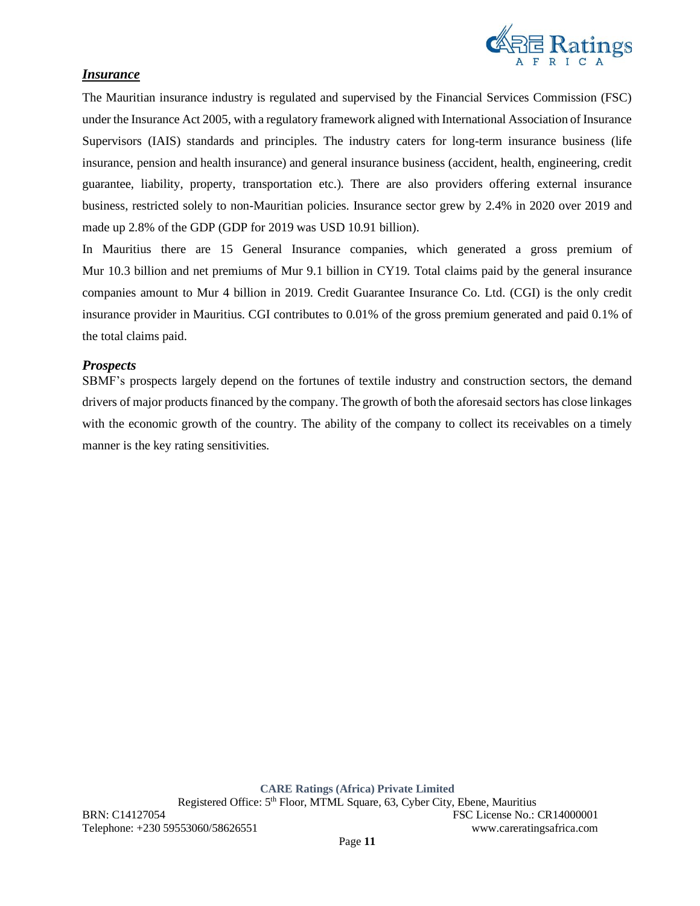### ***Insurance***

The Mauritian insurance industry is regulated and supervised by the Financial Services Commission (FSC) under the Insurance Act 2005, with a regulatory framework aligned with International Association of Insurance Supervisors (IAIS) standards and principles. The industry caters for long-term insurance business (life insurance, pension and health insurance) and general insurance business (accident, health, engineering, credit guarantee, liability, property, transportation etc.). There are also providers offering external insurance business, restricted solely to non-Mauritian policies. Insurance sector grew by 2.4% in 2020 over 2019 and made up 2.8% of the GDP (GDP for 2019 was USD 10.91 billion).

In Mauritius there are 15 General Insurance companies, which generated a gross premium of Mur 10.3 billion and net premiums of Mur 9.1 billion in CY19. Total claims paid by the general insurance companies amount to Mur 4 billion in 2019. Credit Guarantee Insurance Co. Ltd. (CGI) is the only credit insurance provider in Mauritius. CGI contributes to 0.01% of the gross premium generated and paid 0.1% of the total claims paid.

### *Prospects*

SBMF's prospects largely depend on the fortunes of textile industry and construction sectors, the demand drivers of major products financed by the company. The growth of both the aforesaid sectors has close linkages with the economic growth of the country. The ability of the company to collect its receivables on a timely manner is the key rating sensitivities.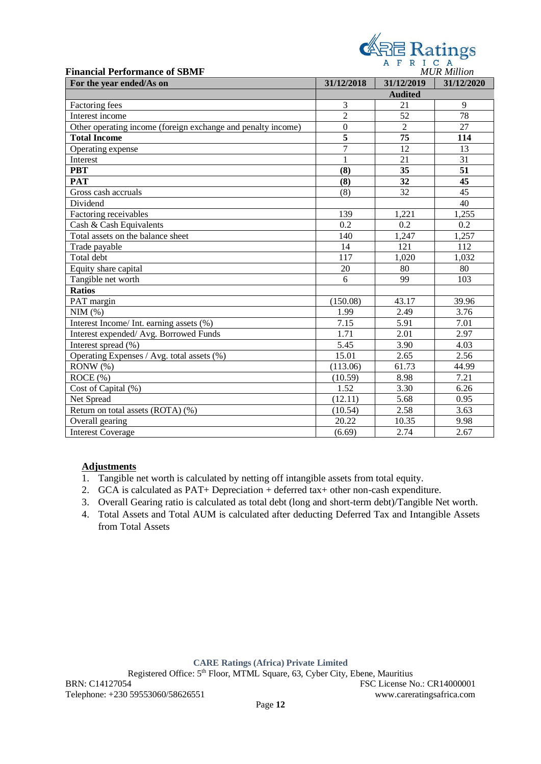**Financial Performance of SBMF**

*MUR Million*

| For the year ended/As on | 31/12/2018 | 31/12/2019 | 31/12/2020 |
|---|---|---|---|
| | | Audited | |
| Factoring fees | 3 | 21 | 9 |
| Interest income | 2 | 52 | 78 |
| Other operating income (foreign exchange and penalty income) | 0 | 2 | 27 |
| **Total Income** | **5** | **75** | **114** |
| Operating expense | 7 | 12 | 13 |
| Interest | 1 | 21 | 31 |
| **PBT** | **(8)** | **35** | **51** |
| **PAT** | **(8)** | **32** | **45** |
| Gross cash accruals | (8) | 32 | 45 |
| Dividend | | | 40 |
| Factoring receivables | 139 | 1,221 | 1,255 |
| Cash & Cash Equivalents | 0.2 | 0.2 | 0.2 |
| Total assets on the balance sheet | 140 | 1,247 | 1,257 |
| Trade payable | 14 | 121 | 112 |
| Total debt | 117 | 1,020 | 1,032 |
| Equity share capital | 20 | 80 | 80 |
| Tangible net worth | 6 | 99 | 103 |
| **Ratios** | | | |
| PAT margin | (150.08) | 43.17 | 39.96 |
| NIM (%) | 1.99 | 2.49 | 3.76 |
| Interest Income/ Int. earning assets (%) | 7.15 | 5.91 | 7.01 |
| Interest expended/ Avg. Borrowed Funds | 1.71 | 2.01 | 2.97 |
| Interest spread (%) | 5.45 | 3.90 | 4.03 |
| Operating Expenses / Avg. total assets (%) | 15.01 | 2.65 | 2.56 |
| RONW (%) | (113.06) | 61.73 | 44.99 |
| ROCE (%) | (10.59) | 8.98 | 7.21 |
| Cost of Capital (%) | 1.52 | 3.30 | 6.26 |
| Net Spread | (12.11) | 5.68 | 0.95 |
| Return on total assets (ROTA) (%) | (10.54) | 2.58 | 3.63 |
| Overall gearing | 20.22 | 10.35 | 9.98 |
| Interest Coverage | (6.69) | 2.74 | 2.67 |

**Adjustments**

1. Tangible net worth is calculated by netting off intangible assets from total equity.
2. GCA is calculated as PAT+ Depreciation + deferred tax+ other non-cash expenditure.
3. Overall Gearing ratio is calculated as total debt (long and short-term debt)/Tangible Net worth.
4. Total Assets and Total AUM is calculated after deducting Deferred Tax and Intangible Assets from Total Assets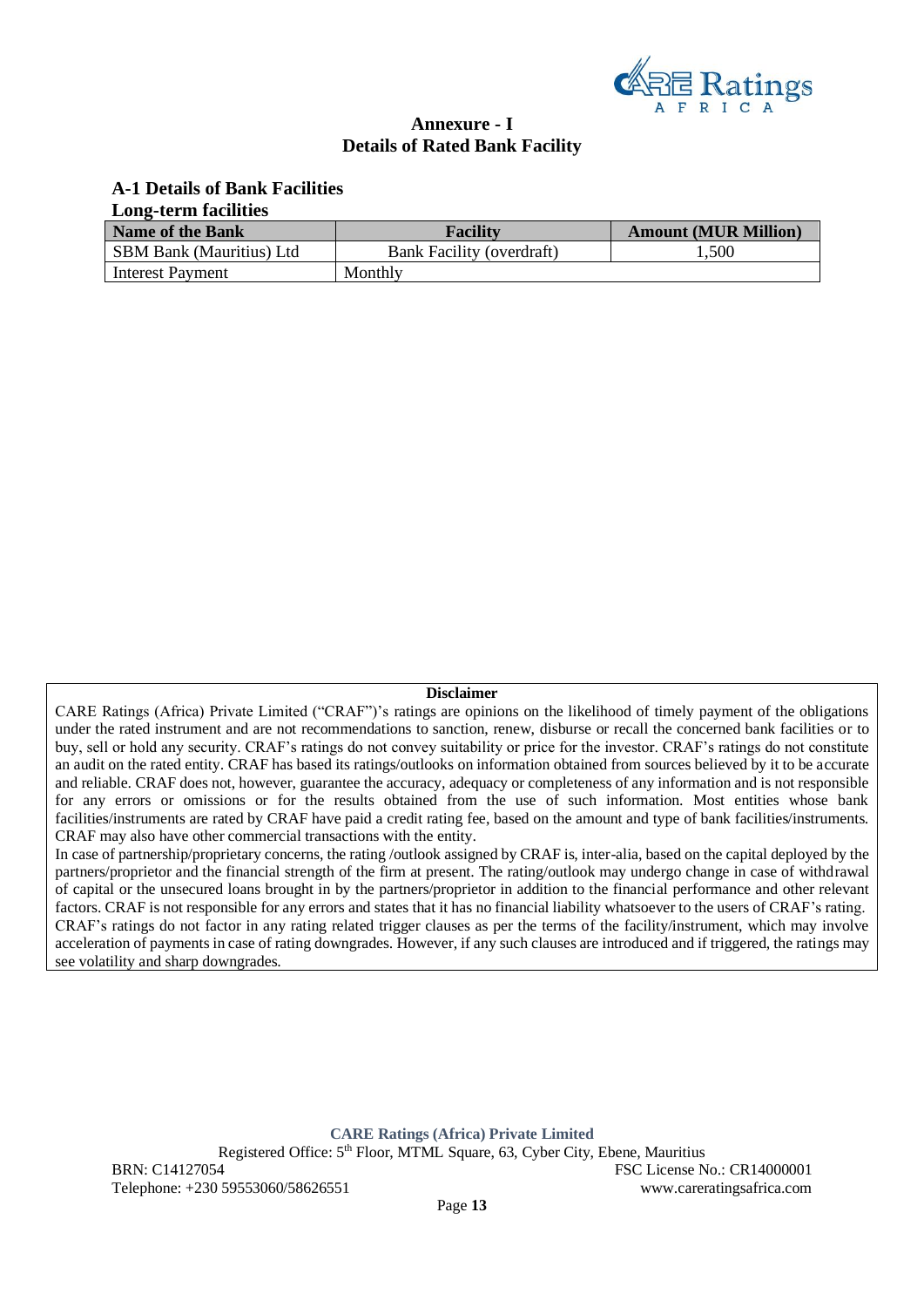## Annexure - I
## Details of Rated Bank Facility

### A-1 Details of Bank Facilities

**Long-term facilities**

| Name of the Bank | Facility | Amount (MUR Million) |
|---|---|---|
| SBM Bank (Mauritius) Ltd | Bank Facility (overdraft) | 1,500 |
| Interest Payment | Monthly | |

**Disclaimer**

CARE Ratings (Africa) Private Limited ("CRAF")'s ratings are opinions on the likelihood of timely payment of the obligations under the rated instrument and are not recommendations to sanction, renew, disburse or recall the concerned bank facilities or to buy, sell or hold any security. CRAF's ratings do not convey suitability or price for the investor. CRAF's ratings do not constitute an audit on the rated entity. CRAF has based its ratings/outlooks on information obtained from sources believed by it to be accurate and reliable. CRAF does not, however, guarantee the accuracy, adequacy or completeness of any information and is not responsible for any errors or omissions or for the results obtained from the use of such information. Most entities whose bank facilities/instruments are rated by CRAF have paid a credit rating fee, based on the amount and type of bank facilities/instruments. CRAF may also have other commercial transactions with the entity.

In case of partnership/proprietary concerns, the rating /outlook assigned by CRAF is, inter-alia, based on the capital deployed by the partners/proprietor and the financial strength of the firm at present. The rating/outlook may undergo change in case of withdrawal of capital or the unsecured loans brought in by the partners/proprietor in addition to the financial performance and other relevant factors. CRAF is not responsible for any errors and states that it has no financial liability whatsoever to the users of CRAF's rating.

CRAF's ratings do not factor in any rating related trigger clauses as per the terms of the facility/instrument, which may involve acceleration of payments in case of rating downgrades. However, if any such clauses are introduced and if triggered, the ratings may see volatility and sharp downgrades.